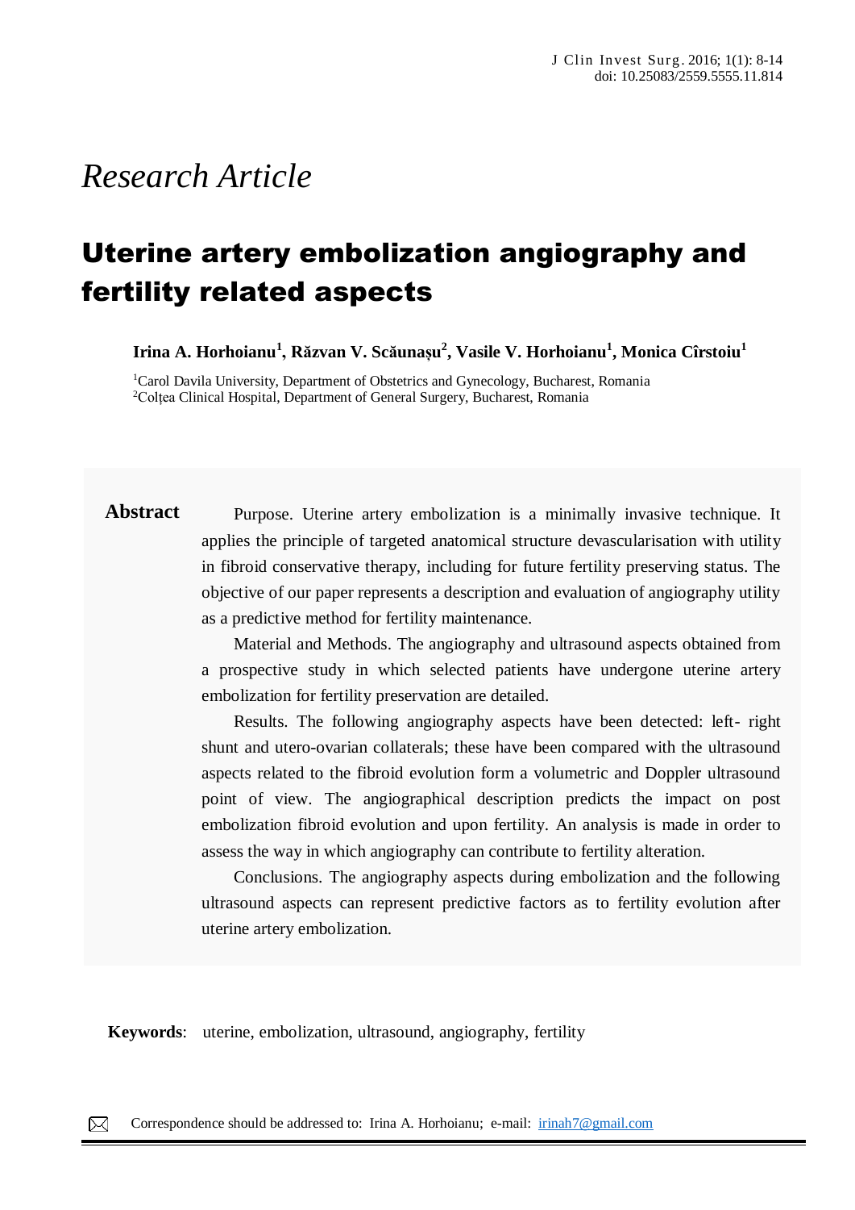*Research Article*

# Uterine artery embolization angiography and fertility related aspects

**Irina A. Horhoianu[1], Răzvan V. Scăunașu[2], Vasile V. Horhoianu[1], Monica Cîrstoiu[1]**

[1]Carol Davila University, Department of Obstetrics and Gynecology, Bucharest, Romania
[2]Colțea Clinical Hospital, Department of General Surgery, Bucharest, Romania

**Abstract**

Purpose. Uterine artery embolization is a minimally invasive technique. It applies the principle of targeted anatomical structure devascularisation with utility in fibroid conservative therapy, including for future fertility preserving status. The objective of our paper represents a description and evaluation of angiography utility as a predictive method for fertility maintenance.

Material and Methods. The angiography and ultrasound aspects obtained from a prospective study in which selected patients have undergone uterine artery embolization for fertility preservation are detailed.

Results. The following angiography aspects have been detected: left- right shunt and utero-ovarian collaterals; these have been compared with the ultrasound aspects related to the fibroid evolution form a volumetric and Doppler ultrasound point of view. The angiographical description predicts the impact on post embolization fibroid evolution and upon fertility. An analysis is made in order to assess the way in which angiography can contribute to fertility alteration.

Conclusions. The angiography aspects during embolization and the following ultrasound aspects can represent predictive factors as to fertility evolution after uterine artery embolization.

**Keywords**: uterine, embolization, ultrasound, angiography, fertility

Correspondence should be addressed to: Irina A. Horhoianu; e-mail: irinah7@gmail.com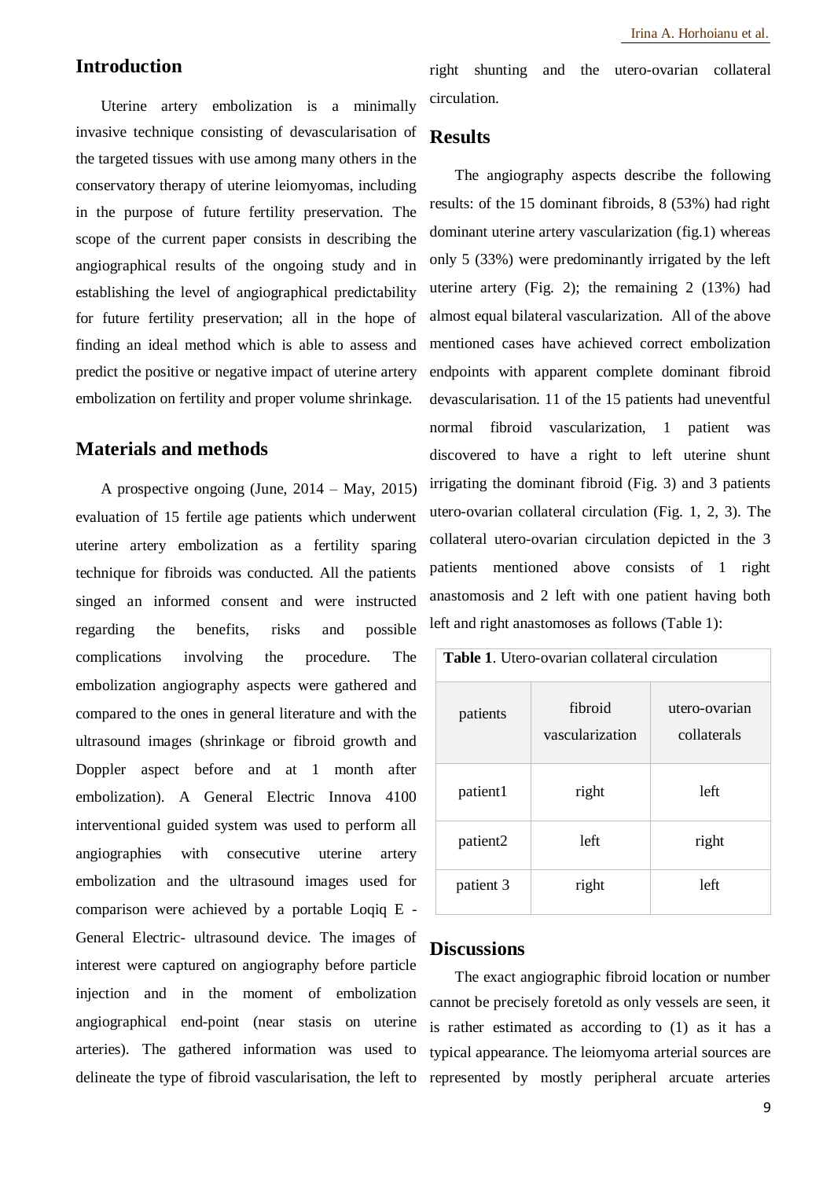## Introduction

Uterine artery embolization is a minimally invasive technique consisting of devascularisation of the targeted tissues with use among many others in the conservatory therapy of uterine leiomyomas, including in the purpose of future fertility preservation. The scope of the current paper consists in describing the angiographical results of the ongoing study and in establishing the level of angiographical predictability for future fertility preservation; all in the hope of finding an ideal method which is able to assess and predict the positive or negative impact of uterine artery embolization on fertility and proper volume shrinkage.

## Materials and methods

A prospective ongoing (June, 2014 – May, 2015) evaluation of 15 fertile age patients which underwent uterine artery embolization as a fertility sparing technique for fibroids was conducted. All the patients singed an informed consent and were instructed regarding the benefits, risks and possible complications involving the procedure. The embolization angiography aspects were gathered and compared to the ones in general literature and with the ultrasound images (shrinkage or fibroid growth and Doppler aspect before and at 1 month after embolization). A General Electric Innova 4100 interventional guided system was used to perform all angiographies with consecutive uterine artery embolization and the ultrasound images used for comparison were achieved by a portable Loqiq E - General Electric- ultrasound device. The images of interest were captured on angiography before particle injection and in the moment of embolization angiographical end-point (near stasis on uterine arteries). The gathered information was used to delineate the type of fibroid vascularisation, the left to right shunting and the utero-ovarian collateral circulation.

## Results

The angiography aspects describe the following results: of the 15 dominant fibroids, 8 (53%) had right dominant uterine artery vascularization (fig.1) whereas only 5 (33%) were predominantly irrigated by the left uterine artery (Fig. 2); the remaining 2 (13%) had almost equal bilateral vascularization. All of the above mentioned cases have achieved correct embolization endpoints with apparent complete dominant fibroid devascularisation. 11 of the 15 patients had uneventful normal fibroid vascularization, 1 patient was discovered to have a right to left uterine shunt irrigating the dominant fibroid (Fig. 3) and 3 patients utero-ovarian collateral circulation (Fig. 1, 2, 3). The collateral utero-ovarian circulation depicted in the 3 patients mentioned above consists of 1 right anastomosis and 2 left with one patient having both left and right anastomoses as follows (Table 1):

**Table 1**. Utero-ovarian collateral circulation

| patients | fibroid vascularization | utero-ovarian collaterals |
|---|---|---|
| patient1 | right | left |
| patient2 | left | right |
| patient 3 | right | left |

## Discussions

The exact angiographic fibroid location or number cannot be precisely foretold as only vessels are seen, it is rather estimated as according to (1) as it has a typical appearance. The leiomyoma arterial sources are represented by mostly peripheral arcuate arteries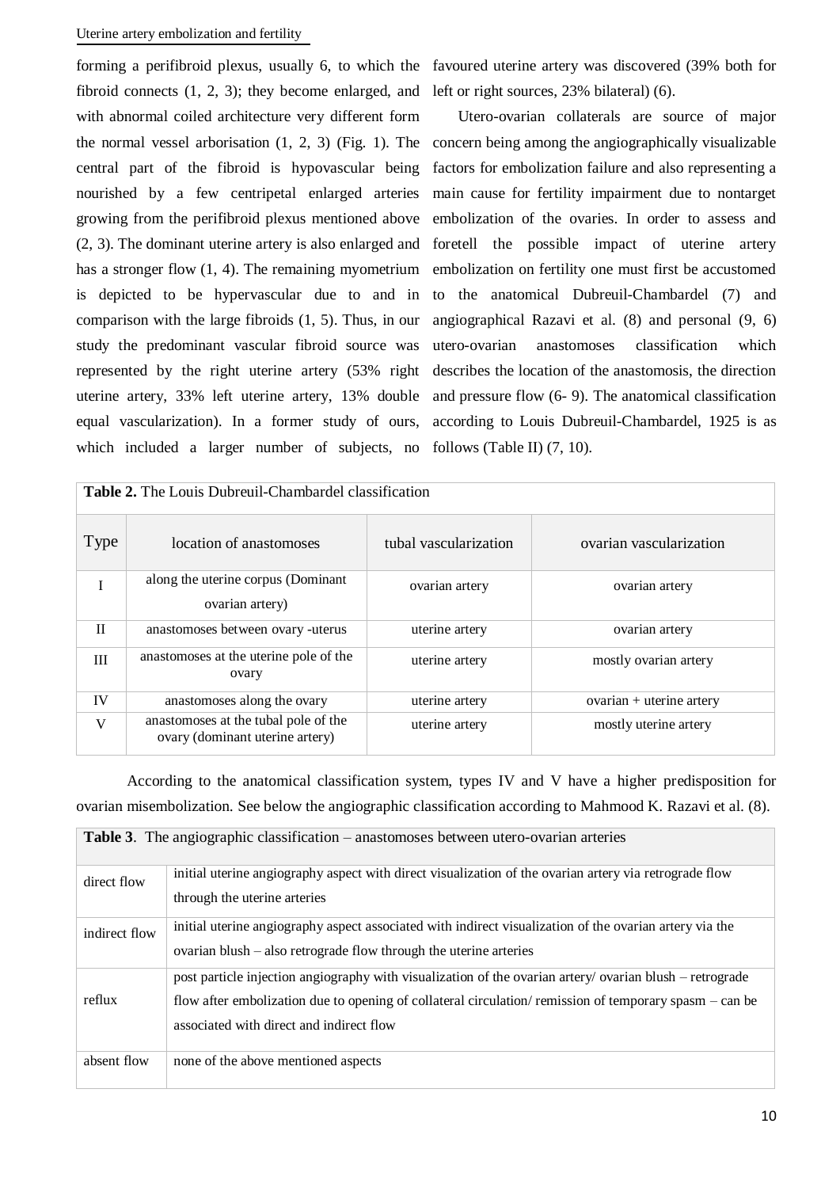forming a perifibroid plexus, usually 6, to which the fibroid connects (1, 2, 3); they become enlarged, and with abnormal coiled architecture very different form the normal vessel arborisation (1, 2, 3) (Fig. 1). The central part of the fibroid is hypovascular being nourished by a few centripetal enlarged arteries growing from the perifibroid plexus mentioned above (2, 3). The dominant uterine artery is also enlarged and has a stronger flow (1, 4). The remaining myometrium is depicted to be hypervascular due to and in comparison with the large fibroids (1, 5). Thus, in our study the predominant vascular fibroid source was represented by the right uterine artery (53% right uterine artery, 33% left uterine artery, 13% double equal vascularization). In a former study of ours, which included a larger number of subjects, no favoured uterine artery was discovered (39% both for left or right sources, 23% bilateral) (6).

Utero-ovarian collaterals are source of major concern being among the angiographically visualizable factors for embolization failure and also representing a main cause for fertility impairment due to nontarget embolization of the ovaries. In order to assess and foretell the possible impact of uterine artery embolization on fertility one must first be accustomed to the anatomical Dubreuil-Chambardel (7) and angiographical Razavi et al. (8) and personal (9, 6) utero-ovarian anastomoses classification which describes the location of the anastomosis, the direction and pressure flow (6- 9). The anatomical classification according to Louis Dubreuil-Chambardel, 1925 is as follows (Table II) (7, 10).

**Table 2.** The Louis Dubreuil-Chambardel classification

| Type | location of anastomoses | tubal vascularization | ovarian vascularization |
|---|---|---|---|
| I | along the uterine corpus (Dominant ovarian artery) | ovarian artery | ovarian artery |
| II | anastomoses between ovary -uterus | uterine artery | ovarian artery |
| III | anastomoses at the uterine pole of the ovary | uterine artery | mostly ovarian artery |
| IV | anastomoses along the ovary | uterine artery | ovarian + uterine artery |
| V | anastomoses at the tubal pole of the ovary (dominant uterine artery) | uterine artery | mostly uterine artery |

According to the anatomical classification system, types IV and V have a higher predisposition for ovarian misembolization. See below the angiographic classification according to Mahmood K. Razavi et al. (8).

**Table 3**. The angiographic classification – anastomoses between utero-ovarian arteries

| | |
|---|---|
| direct flow | initial uterine angiography aspect with direct visualization of the ovarian artery via retrograde flow through the uterine arteries |
| indirect flow | initial uterine angiography aspect associated with indirect visualization of the ovarian artery via the ovarian blush – also retrograde flow through the uterine arteries |
| reflux | post particle injection angiography with visualization of the ovarian artery/ ovarian blush – retrograde flow after embolization due to opening of collateral circulation/ remission of temporary spasm – can be associated with direct and indirect flow |
| absent flow | none of the above mentioned aspects |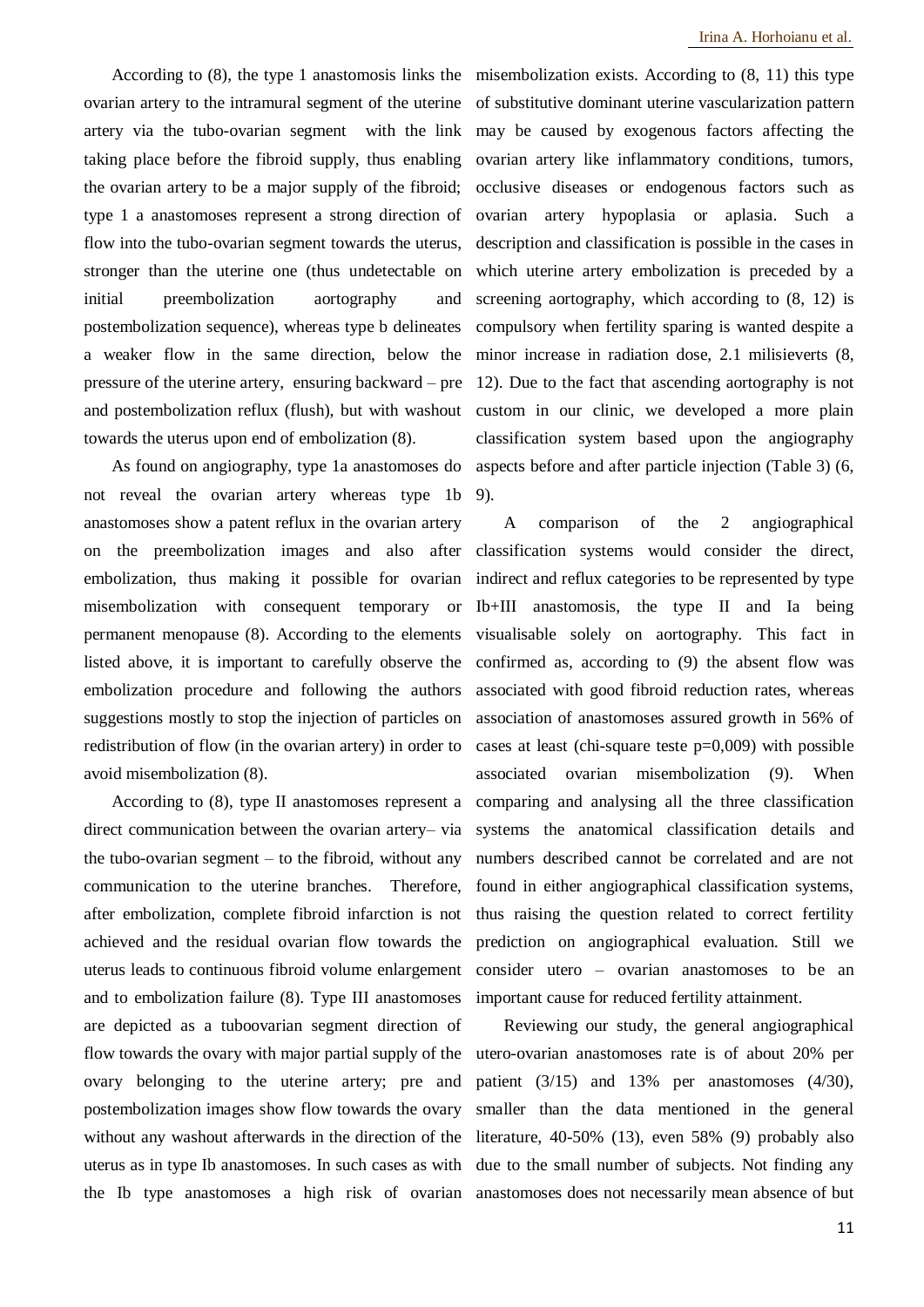According to (8), the type 1 anastomosis links the ovarian artery to the intramural segment of the uterine artery via the tubo-ovarian segment with the link taking place before the fibroid supply, thus enabling the ovarian artery to be a major supply of the fibroid; type 1 a anastomoses represent a strong direction of flow into the tubo-ovarian segment towards the uterus, stronger than the uterine one (thus undetectable on initial preembolization aortography and postembolization sequence), whereas type b delineates a weaker flow in the same direction, below the pressure of the uterine artery, ensuring backward – pre and postembolization reflux (flush), but with washout towards the uterus upon end of embolization (8).

As found on angiography, type 1a anastomoses do not reveal the ovarian artery whereas type 1b anastomoses show a patent reflux in the ovarian artery on the preembolization images and also after embolization, thus making it possible for ovarian misembolization with consequent temporary or permanent menopause (8). According to the elements listed above, it is important to carefully observe the embolization procedure and following the authors suggestions mostly to stop the injection of particles on redistribution of flow (in the ovarian artery) in order to avoid misembolization (8).

According to (8), type II anastomoses represent a direct communication between the ovarian artery– via the tubo-ovarian segment – to the fibroid, without any communication to the uterine branches. Therefore, after embolization, complete fibroid infarction is not achieved and the residual ovarian flow towards the uterus leads to continuous fibroid volume enlargement and to embolization failure (8). Type III anastomoses are depicted as a tuboovarian segment direction of flow towards the ovary with major partial supply of the ovary belonging to the uterine artery; pre and postembolization images show flow towards the ovary without any washout afterwards in the direction of the uterus as in type Ib anastomoses. In such cases as with the Ib type anastomoses a high risk of ovarian misembolization exists. According to (8, 11) this type of substitutive dominant uterine vascularization pattern may be caused by exogenous factors affecting the ovarian artery like inflammatory conditions, tumors, occlusive diseases or endogenous factors such as ovarian artery hypoplasia or aplasia. Such a description and classification is possible in the cases in which uterine artery embolization is preceded by a screening aortography, which according to (8, 12) is compulsory when fertility sparing is wanted despite a minor increase in radiation dose, 2.1 milisieverts (8, 12). Due to the fact that ascending aortography is not custom in our clinic, we developed a more plain classification system based upon the angiography aspects before and after particle injection (Table 3) (6, 9).

A comparison of the 2 angiographical classification systems would consider the direct, indirect and reflux categories to be represented by type Ib+III anastomosis, the type II and Ia being visualisable solely on aortography. This fact in confirmed as, according to (9) the absent flow was associated with good fibroid reduction rates, whereas association of anastomoses assured growth in 56% of cases at least (chi-square teste $p=0,009$) with possible associated ovarian misembolization (9). When comparing and analysing all the three classification systems the anatomical classification details and numbers described cannot be correlated and are not found in either angiographical classification systems, thus raising the question related to correct fertility prediction on angiographical evaluation. Still we consider utero – ovarian anastomoses to be an important cause for reduced fertility attainment.

Reviewing our study, the general angiographical utero-ovarian anastomoses rate is of about 20% per patient (3/15) and 13% per anastomoses (4/30), smaller than the data mentioned in the general literature, 40-50% (13), even 58% (9) probably also due to the small number of subjects. Not finding any anastomoses does not necessarily mean absence of but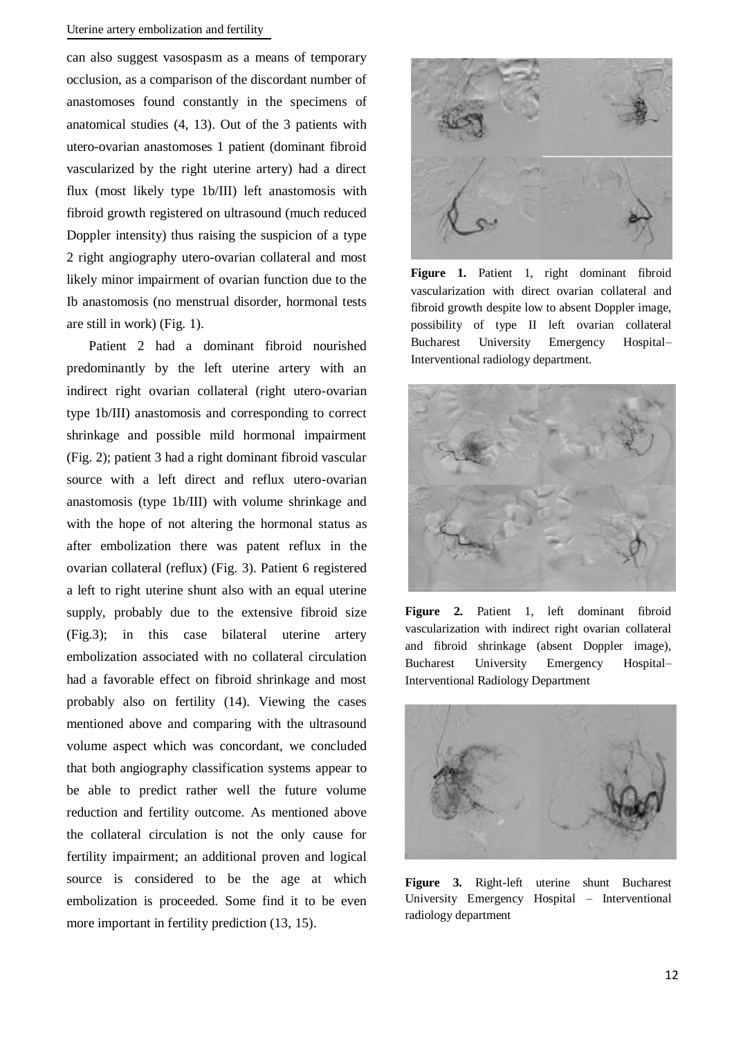can also suggest vasospasm as a means of temporary occlusion, as a comparison of the discordant number of anastomoses found constantly in the specimens of anatomical studies (4, 13). Out of the 3 patients with utero-ovarian anastomoses 1 patient (dominant fibroid vascularized by the right uterine artery) had a direct flux (most likely type 1b/III) left anastomosis with fibroid growth registered on ultrasound (much reduced Doppler intensity) thus raising the suspicion of a type 2 right angiography utero-ovarian collateral and most likely minor impairment of ovarian function due to the Ib anastomosis (no menstrual disorder, hormonal tests are still in work) (Fig. 1).

Patient 2 had a dominant fibroid nourished predominantly by the left uterine artery with an indirect right ovarian collateral (right utero-ovarian type 1b/III) anastomosis and corresponding to correct shrinkage and possible mild hormonal impairment (Fig. 2); patient 3 had a right dominant fibroid vascular source with a left direct and reflux utero-ovarian anastomosis (type 1b/III) with volume shrinkage and with the hope of not altering the hormonal status as after embolization there was patent reflux in the ovarian collateral (reflux) (Fig. 3). Patient 6 registered a left to right uterine shunt also with an equal uterine supply, probably due to the extensive fibroid size (Fig.3); in this case bilateral uterine artery embolization associated with no collateral circulation had a favorable effect on fibroid shrinkage and most probably also on fertility (14). Viewing the cases mentioned above and comparing with the ultrasound volume aspect which was concordant, we concluded that both angiography classification systems appear to be able to predict rather well the future volume reduction and fertility outcome. As mentioned above the collateral circulation is not the only cause for fertility impairment; an additional proven and logical source is considered to be the age at which embolization is proceeded. Some find it to be even more important in fertility prediction (13, 15).

**Figure 1.** Patient 1, right dominant fibroid vascularization with direct ovarian collateral and fibroid growth despite low to absent Doppler image, possibility of type II left ovarian collateral Bucharest University Emergency Hospital– Interventional radiology department.

**Figure 2.** Patient 1, left dominant fibroid vascularization with indirect right ovarian collateral and fibroid shrinkage (absent Doppler image), Bucharest University Emergency Hospital– Interventional Radiology Department

**Figure 3.** Right-left uterine shunt Bucharest University Emergency Hospital – Interventional radiology department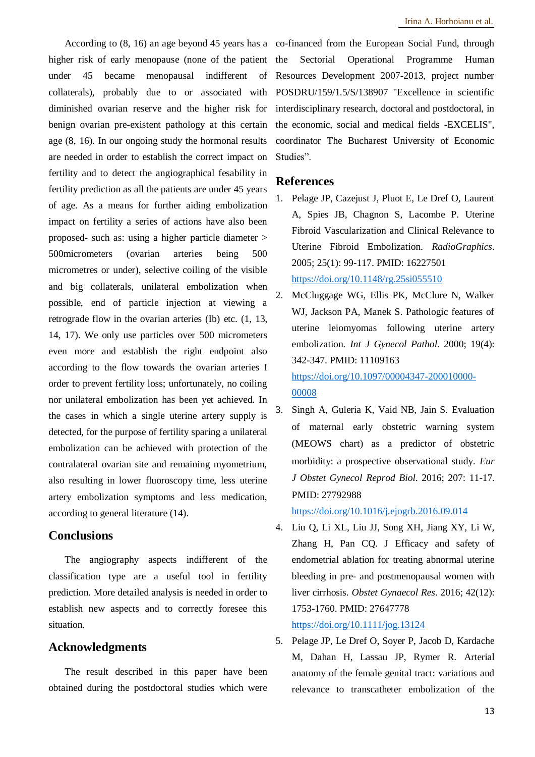According to (8, 16) an age beyond 45 years has a higher risk of early menopause (none of the patient under 45 became menopausal indifferent of collaterals), probably due to or associated with diminished ovarian reserve and the higher risk for benign ovarian pre-existent pathology at this certain age (8, 16). In our ongoing study the hormonal results are needed in order to establish the correct impact on fertility and to detect the angiographical fesability in fertility prediction as all the patients are under 45 years of age. As a means for further aiding embolization impact on fertility a series of actions have also been proposed- such as: using a higher particle diameter > 500micrometers (ovarian arteries being 500 micrometres or under), selective coiling of the visible and big collaterals, unilateral embolization when possible, end of particle injection at viewing a retrograde flow in the ovarian arteries (Ib) etc. (1, 13, 14, 17). We only use particles over 500 micrometers even more and establish the right endpoint also according to the flow towards the ovarian arteries I order to prevent fertility loss; unfortunately, no coiling nor unilateral embolization has been yet achieved. In the cases in which a single uterine artery supply is detected, for the purpose of fertility sparing a unilateral embolization can be achieved with protection of the contralateral ovarian site and remaining myometrium, also resulting in lower fluoroscopy time, less uterine artery embolization symptoms and less medication, according to general literature (14).

## Conclusions

The angiography aspects indifferent of the classification type are a useful tool in fertility prediction. More detailed analysis is needed in order to establish new aspects and to correctly foresee this situation.

## Acknowledgments

The result described in this paper have been obtained during the postdoctoral studies which were co-financed from the European Social Fund, through the Sectorial Operational Programme Human Resources Development 2007-2013, project number POSDRU/159/1.5/S/138907 "Excellence in scientific interdisciplinary research, doctoral and postdoctoral, in the economic, social and medical fields -EXCELIS", coordinator The Bucharest University of Economic Studies".

## References

1. Pelage JP, Cazejust J, Pluot E, Le Dref O, Laurent A, Spies JB, Chagnon S, Lacombe P. Uterine Fibroid Vascularization and Clinical Relevance to Uterine Fibroid Embolization. *RadioGraphics*. 2005; 25(1): 99-117. PMID: 16227501 https://doi.org/10.1148/rg.25si055510
2. McCluggage WG, Ellis PK, McClure N, Walker WJ, Jackson PA, Manek S. Pathologic features of uterine leiomyomas following uterine artery embolization. *Int J Gynecol Pathol*. 2000; 19(4): 342-347. PMID: 11109163 https://doi.org/10.1097/00004347-200010000-00008
3. Singh A, Guleria K, Vaid NB, Jain S. Evaluation of maternal early obstetric warning system (MEOWS chart) as a predictor of obstetric morbidity: a prospective observational study. *Eur J Obstet Gynecol Reprod Biol*. 2016; 207: 11-17. PMID: 27792988 https://doi.org/10.1016/j.ejogrb.2016.09.014
4. Liu Q, Li XL, Liu JJ, Song XH, Jiang XY, Li W, Zhang H, Pan CQ. J Efficacy and safety of endometrial ablation for treating abnormal uterine bleeding in pre- and postmenopausal women with liver cirrhosis. *Obstet Gynaecol Res*. 2016; 42(12): 1753-1760. PMID: 27647778 https://doi.org/10.1111/jog.13124
5. Pelage JP, Le Dref O, Soyer P, Jacob D, Kardache M, Dahan H, Lassau JP, Rymer R. Arterial anatomy of the female genital tract: variations and relevance to transcatheter embolization of the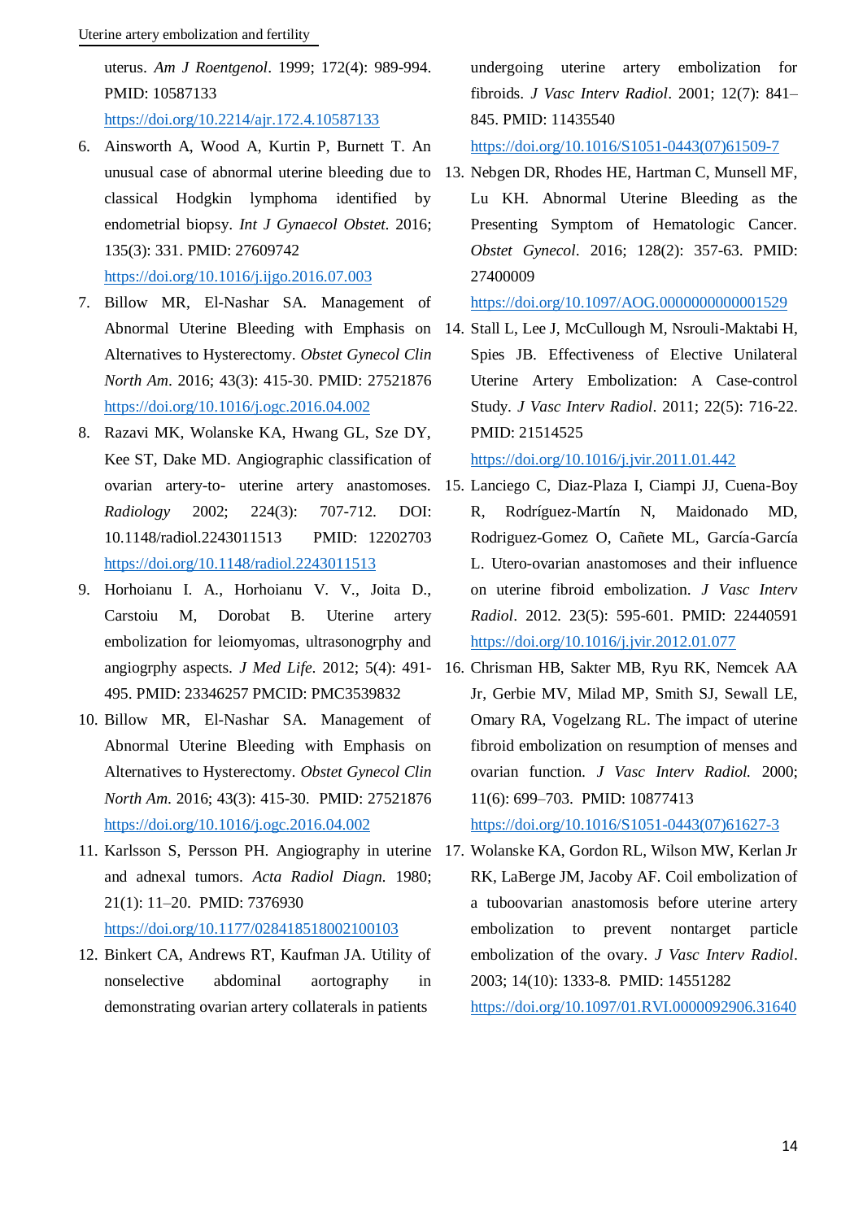uterus. *Am J Roentgenol*. 1999; 172(4): 989-994. PMID: 10587133 https://doi.org/10.2214/ajr.172.4.10587133

6. Ainsworth A, Wood A, Kurtin P, Burnett T. An unusual case of abnormal uterine bleeding due to classical Hodgkin lymphoma identified by endometrial biopsy. *Int J Gynaecol Obstet*. 2016; 135(3): 331. PMID: 27609742 https://doi.org/10.1016/j.ijgo.2016.07.003
7. Billow MR, El-Nashar SA. Management of Abnormal Uterine Bleeding with Emphasis on Alternatives to Hysterectomy. *Obstet Gynecol Clin North Am*. 2016; 43(3): 415-30. PMID: 27521876 https://doi.org/10.1016/j.ogc.2016.04.002
8. Razavi MK, Wolanske KA, Hwang GL, Sze DY, Kee ST, Dake MD. Angiographic classification of ovarian artery-to- uterine artery anastomoses. *Radiology* 2002; 224(3): 707-712. DOI: 10.1148/radiol.2243011513 PMID: 12202703 https://doi.org/10.1148/radiol.2243011513
9. Horhoianu I. A., Horhoianu V. V., Joita D., Carstoiu M, Dorobat B. Uterine artery embolization for leiomyomas, ultrasonogrphy and angiogrphy aspects. *J Med Life*. 2012; 5(4): 491-495. PMID: 23346257 PMCID: PMC3539832
10. Billow MR, El-Nashar SA. Management of Abnormal Uterine Bleeding with Emphasis on Alternatives to Hysterectomy. *Obstet Gynecol Clin North Am*. 2016; 43(3): 415-30. PMID: 27521876 https://doi.org/10.1016/j.ogc.2016.04.002
11. Karlsson S, Persson PH. Angiography in uterine and adnexal tumors. *Acta Radiol Diagn*. 1980; 21(1): 11–20. PMID: 7376930 https://doi.org/10.1177/028418518002100103
12. Binkert CA, Andrews RT, Kaufman JA. Utility of nonselective abdominal aortography in demonstrating ovarian artery collaterals in patients undergoing uterine artery embolization for fibroids. *J Vasc Interv Radiol*. 2001; 12(7): 841–845. PMID: 11435540 https://doi.org/10.1016/S1051-0443(07)61509-7
13. Nebgen DR, Rhodes HE, Hartman C, Munsell MF, Lu KH. Abnormal Uterine Bleeding as the Presenting Symptom of Hematologic Cancer. *Obstet Gynecol*. 2016; 128(2): 357-63. PMID: 27400009 https://doi.org/10.1097/AOG.0000000000001529
14. Stall L, Lee J, McCullough M, Nsrouli-Maktabi H, Spies JB. Effectiveness of Elective Unilateral Uterine Artery Embolization: A Case-control Study. *J Vasc Interv Radiol*. 2011; 22(5): 716-22. PMID: 21514525 https://doi.org/10.1016/j.jvir.2011.01.442
15. Lanciego C, Diaz-Plaza I, Ciampi JJ, Cuena-Boy R, Rodríguez-Martín N, Maidonado MD, Rodriguez-Gomez O, Cañete ML, García-García L. Utero-ovarian anastomoses and their influence on uterine fibroid embolization. *J Vasc Interv Radiol*. 2012. 23(5): 595-601. PMID: 22440591 https://doi.org/10.1016/j.jvir.2012.01.077
16. Chrisman HB, Sakter MB, Ryu RK, Nemcek AA Jr, Gerbie MV, Milad MP, Smith SJ, Sewall LE, Omary RA, Vogelzang RL. The impact of uterine fibroid embolization on resumption of menses and ovarian function. *J Vasc Interv Radiol.* 2000; 11(6): 699–703. PMID: 10877413 https://doi.org/10.1016/S1051-0443(07)61627-3
17. Wolanske KA, Gordon RL, Wilson MW, Kerlan Jr RK, LaBerge JM, Jacoby AF. Coil embolization of a tuboovarian anastomosis before uterine artery embolization to prevent nontarget particle embolization of the ovary. *J Vasc Interv Radiol*. 2003; 14(10): 1333-8. PMID: 14551282 https://doi.org/10.1097/01.RVI.0000092906.31640